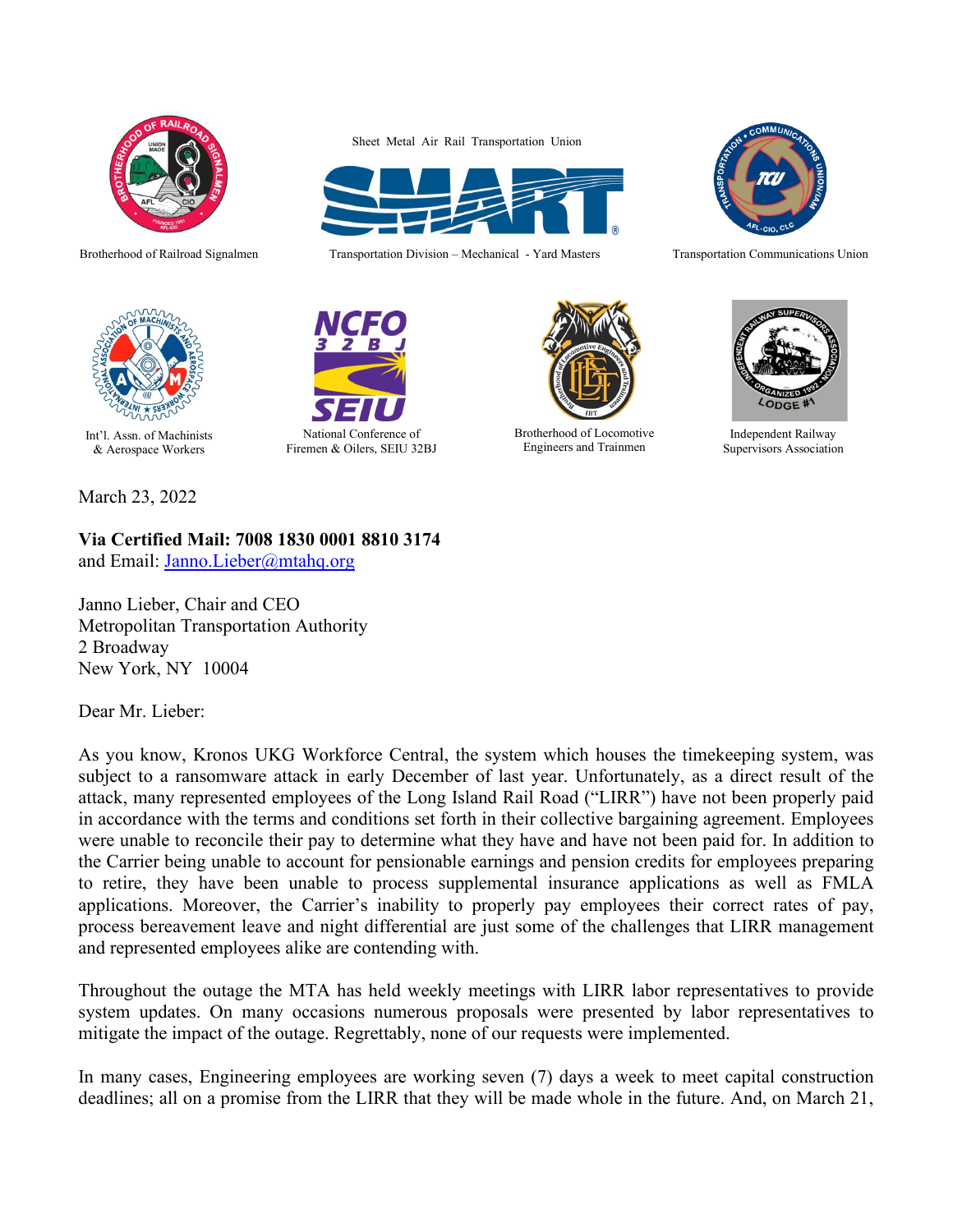Brotherhood of Railroad Signalmen

Sheet Metal Air Rail Transportation Union — Transportation Division – Mechanical - Yard Masters

Transportation Communications Union

Int'l. Assn. of Machinists & Aerospace Workers

National Conference of Firemen & Oilers, SEIU 32BJ

Brotherhood of Locomotive Engineers and Trainmen

Independent Railway Supervisors Association

March 23, 2022

**Via Certified Mail: 7008 1830 0001 8810 3174**
and Email: Janno.Lieber@mtahq.org

Janno Lieber, Chair and CEO
Metropolitan Transportation Authority
2 Broadway
New York, NY 10004

Dear Mr. Lieber:

As you know, Kronos UKG Workforce Central, the system which houses the timekeeping system, was subject to a ransomware attack in early December of last year. Unfortunately, as a direct result of the attack, many represented employees of the Long Island Rail Road ("LIRR") have not been properly paid in accordance with the terms and conditions set forth in their collective bargaining agreement. Employees were unable to reconcile their pay to determine what they have and have not been paid for. In addition to the Carrier being unable to account for pensionable earnings and pension credits for employees preparing to retire, they have been unable to process supplemental insurance applications as well as FMLA applications. Moreover, the Carrier's inability to properly pay employees their correct rates of pay, process bereavement leave and night differential are just some of the challenges that LIRR management and represented employees alike are contending with.

Throughout the outage the MTA has held weekly meetings with LIRR labor representatives to provide system updates. On many occasions numerous proposals were presented by labor representatives to mitigate the impact of the outage. Regrettably, none of our requests were implemented.

In many cases, Engineering employees are working seven (7) days a week to meet capital construction deadlines; all on a promise from the LIRR that they will be made whole in the future. And, on March 21,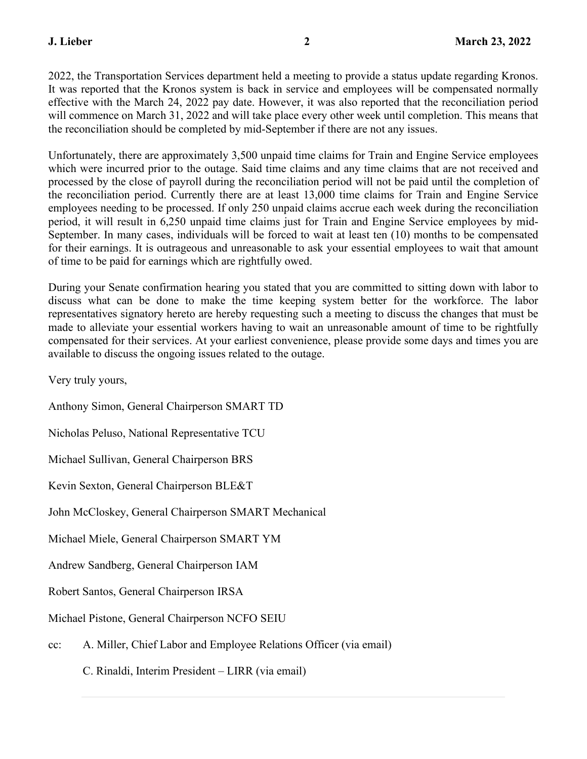2022, the Transportation Services department held a meeting to provide a status update regarding Kronos. It was reported that the Kronos system is back in service and employees will be compensated normally effective with the March 24, 2022 pay date. However, it was also reported that the reconciliation period will commence on March 31, 2022 and will take place every other week until completion. This means that the reconciliation should be completed by mid-September if there are not any issues.

Unfortunately, there are approximately 3,500 unpaid time claims for Train and Engine Service employees which were incurred prior to the outage. Said time claims and any time claims that are not received and processed by the close of payroll during the reconciliation period will not be paid until the completion of the reconciliation period. Currently there are at least 13,000 time claims for Train and Engine Service employees needing to be processed. If only 250 unpaid claims accrue each week during the reconciliation period, it will result in 6,250 unpaid time claims just for Train and Engine Service employees by mid-September. In many cases, individuals will be forced to wait at least ten (10) months to be compensated for their earnings. It is outrageous and unreasonable to ask your essential employees to wait that amount of time to be paid for earnings which are rightfully owed.

During your Senate confirmation hearing you stated that you are committed to sitting down with labor to discuss what can be done to make the time keeping system better for the workforce. The labor representatives signatory hereto are hereby requesting such a meeting to discuss the changes that must be made to alleviate your essential workers having to wait an unreasonable amount of time to be rightfully compensated for their services. At your earliest convenience, please provide some days and times you are available to discuss the ongoing issues related to the outage.

Very truly yours,

Anthony Simon, General Chairperson SMART TD

Nicholas Peluso, National Representative TCU

Michael Sullivan, General Chairperson BRS

Kevin Sexton, General Chairperson BLE&T

John McCloskey, General Chairperson SMART Mechanical

Michael Miele, General Chairperson SMART YM

Andrew Sandberg, General Chairperson IAM

Robert Santos, General Chairperson IRSA

Michael Pistone, General Chairperson NCFO SEIU

cc: A. Miller, Chief Labor and Employee Relations Officer (via email)

C. Rinaldi, Interim President – LIRR (via email)